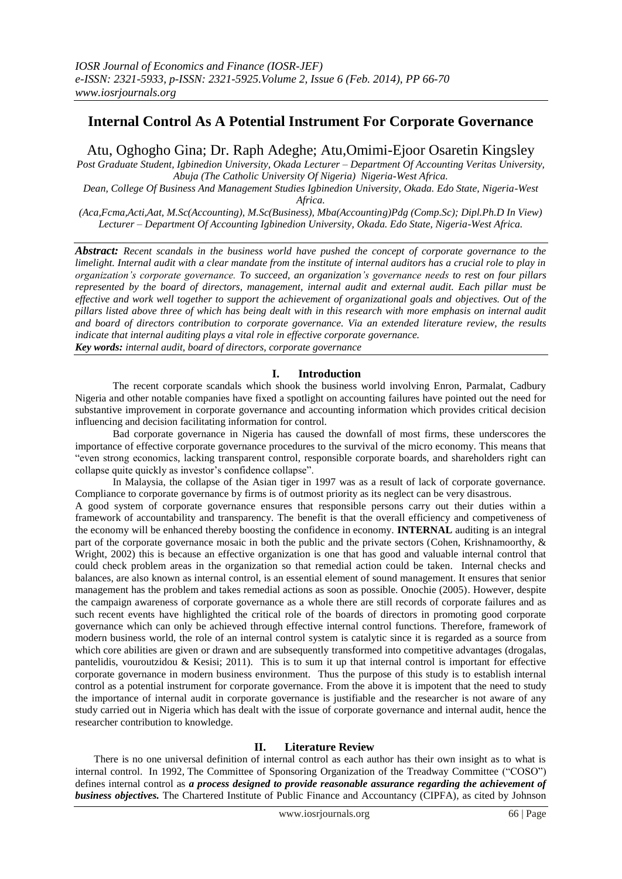# Internal Control As A Potential Instrument For Corporate Governance

Atu, Oghogho Gina; Dr. Raph Adeghe; Atu,Omimi-Ejoor Osaretin Kingsley

*Post Graduate Student, Igbinedion University, Okada Lecturer – Department Of Accounting Veritas University, Abuja (The Catholic University Of Nigeria) Nigeria-West Africa.*
*Dean, College Of Business And Management Studies Igbinedion University, Okada. Edo State, Nigeria-West Africa.*
*(Aca,Fcma,Acti,Aat, M.Sc(Accounting), M.Sc(Business), Mba(Accounting)Pdg (Comp.Sc); Dipl.Ph.D In View) Lecturer – Department Of Accounting Igbinedion University, Okada. Edo State, Nigeria-West Africa.*

***Abstract:*** *Recent scandals in the business world have pushed the concept of corporate governance to the limelight. Internal audit with a clear mandate from the institute of internal auditors has a crucial role to play in organization's corporate governance. To succeed, an organization's governance needs to rest on four pillars represented by the board of directors, management, internal audit and external audit. Each pillar must be effective and work well together to support the achievement of organizational goals and objectives. Out of the pillars listed above three of which has being dealt with in this research with more emphasis on internal audit and board of directors contribution to corporate governance. Via an extended literature review, the results indicate that internal auditing plays a vital role in effective corporate governance.*

***Key words:*** *internal audit, board of directors, corporate governance*

## I. Introduction

The recent corporate scandals which shook the business world involving Enron, Parmalat, Cadbury Nigeria and other notable companies have fixed a spotlight on accounting failures have pointed out the need for substantive improvement in corporate governance and accounting information which provides critical decision influencing and decision facilitating information for control.

Bad corporate governance in Nigeria has caused the downfall of most firms, these underscores the importance of effective corporate governance procedures to the survival of the micro economy. This means that "even strong economics, lacking transparent control, responsible corporate boards, and shareholders right can collapse quite quickly as investor's confidence collapse".

In Malaysia, the collapse of the Asian tiger in 1997 was as a result of lack of corporate governance. Compliance to corporate governance by firms is of outmost priority as its neglect can be very disastrous.

A good system of corporate governance ensures that responsible persons carry out their duties within a framework of accountability and transparency. The benefit is that the overall efficiency and competiveness of the economy will be enhanced thereby boosting the confidence in economy. **INTERNAL** auditing is an integral part of the corporate governance mosaic in both the public and the private sectors (Cohen, Krishnamoorthy, & Wright, 2002) this is because an effective organization is one that has good and valuable internal control that could check problem areas in the organization so that remedial action could be taken. Internal checks and balances, are also known as internal control, is an essential element of sound management. It ensures that senior management has the problem and takes remedial actions as soon as possible. Onochie (2005). However, despite the campaign awareness of corporate governance as a whole there are still records of corporate failures and as such recent events have highlighted the critical role of the boards of directors in promoting good corporate governance which can only be achieved through effective internal control functions. Therefore, framework of modern business world, the role of an internal control system is catalytic since it is regarded as a source from which core abilities are given or drawn and are subsequently transformed into competitive advantages (drogalas, pantelidis, vouroutzidou & Kesisi; 2011). This is to sum it up that internal control is important for effective corporate governance in modern business environment. Thus the purpose of this study is to establish internal control as a potential instrument for corporate governance. From the above it is impotent that the need to study the importance of internal audit in corporate governance is justifiable and the researcher is not aware of any study carried out in Nigeria which has dealt with the issue of corporate governance and internal audit, hence the researcher contribution to knowledge.

## II. Literature Review

There is no one universal definition of internal control as each author has their own insight as to what is internal control. In 1992, The Committee of Sponsoring Organization of the Treadway Committee ("COSO") defines internal control as ***a process designed to provide reasonable assurance regarding the achievement of business objectives.*** The Chartered Institute of Public Finance and Accountancy (CIPFA), as cited by Johnson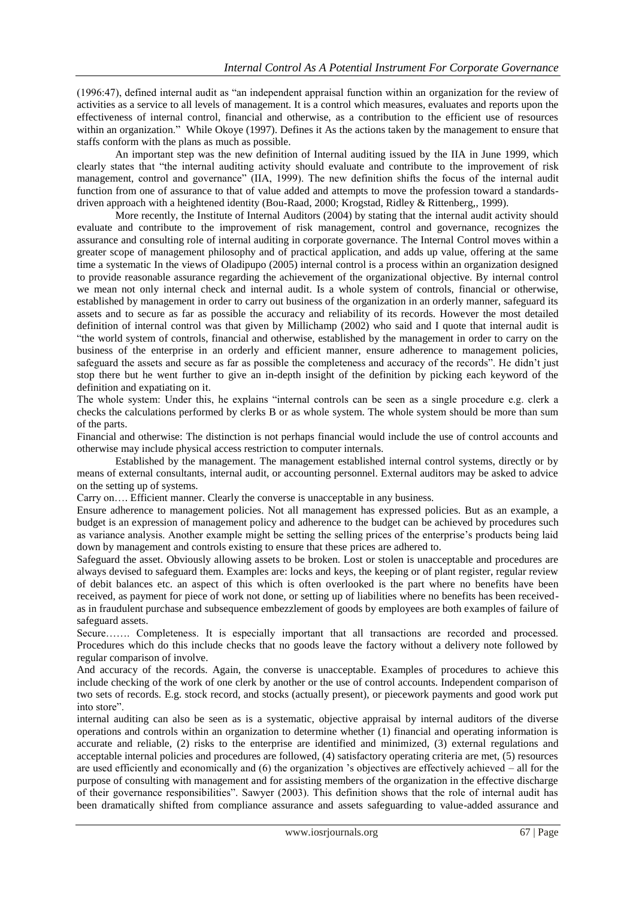(1996:47), defined internal audit as "an independent appraisal function within an organization for the review of activities as a service to all levels of management. It is a control which measures, evaluates and reports upon the effectiveness of internal control, financial and otherwise, as a contribution to the efficient use of resources within an organization." While Okoye (1997). Defines it As the actions taken by the management to ensure that staffs conform with the plans as much as possible.

An important step was the new definition of Internal auditing issued by the IIA in June 1999, which clearly states that "the internal auditing activity should evaluate and contribute to the improvement of risk management, control and governance" (IIA, 1999). The new definition shifts the focus of the internal audit function from one of assurance to that of value added and attempts to move the profession toward a standards-driven approach with a heightened identity (Bou-Raad, 2000; Krogstad, Ridley & Rittenberg,, 1999).

More recently, the Institute of Internal Auditors (2004) by stating that the internal audit activity should evaluate and contribute to the improvement of risk management, control and governance, recognizes the assurance and consulting role of internal auditing in corporate governance. The Internal Control moves within a greater scope of management philosophy and of practical application, and adds up value, offering at the same time a systematic In the views of Oladipupo (2005) internal control is a process within an organization designed to provide reasonable assurance regarding the achievement of the organizational objective. By internal control we mean not only internal check and internal audit. Is a whole system of controls, financial or otherwise, established by management in order to carry out business of the organization in an orderly manner, safeguard its assets and to secure as far as possible the accuracy and reliability of its records. However the most detailed definition of internal control was that given by Millichamp (2002) who said and I quote that internal audit is "the world system of controls, financial and otherwise, established by the management in order to carry on the business of the enterprise in an orderly and efficient manner, ensure adherence to management policies, safeguard the assets and secure as far as possible the completeness and accuracy of the records". He didn't just stop there but he went further to give an in-depth insight of the definition by picking each keyword of the definition and expatiating on it.

The whole system: Under this, he explains "internal controls can be seen as a single procedure e.g. clerk a checks the calculations performed by clerks B or as whole system. The whole system should be more than sum of the parts.

Financial and otherwise: The distinction is not perhaps financial would include the use of control accounts and otherwise may include physical access restriction to computer internals.

Established by the management. The management established internal control systems, directly or by means of external consultants, internal audit, or accounting personnel. External auditors may be asked to advice on the setting up of systems.

Carry on…. Efficient manner. Clearly the converse is unacceptable in any business.

Ensure adherence to management policies. Not all management has expressed policies. But as an example, a budget is an expression of management policy and adherence to the budget can be achieved by procedures such as variance analysis. Another example might be setting the selling prices of the enterprise's products being laid down by management and controls existing to ensure that these prices are adhered to.

Safeguard the asset. Obviously allowing assets to be broken. Lost or stolen is unacceptable and procedures are always devised to safeguard them. Examples are: locks and keys, the keeping or of plant register, regular review of debit balances etc. an aspect of this which is often overlooked is the part where no benefits have been received, as payment for piece of work not done, or setting up of liabilities where no benefits has been received-as in fraudulent purchase and subsequence embezzlement of goods by employees are both examples of failure of safeguard assets.

Secure……. Completeness. It is especially important that all transactions are recorded and processed. Procedures which do this include checks that no goods leave the factory without a delivery note followed by regular comparison of involve.

And accuracy of the records. Again, the converse is unacceptable. Examples of procedures to achieve this include checking of the work of one clerk by another or the use of control accounts. Independent comparison of two sets of records. E.g. stock record, and stocks (actually present), or piecework payments and good work put into store".

internal auditing can also be seen as is a systematic, objective appraisal by internal auditors of the diverse operations and controls within an organization to determine whether (1) financial and operating information is accurate and reliable, (2) risks to the enterprise are identified and minimized, (3) external regulations and acceptable internal policies and procedures are followed, (4) satisfactory operating criteria are met, (5) resources are used efficiently and economically and (6) the organization 's objectives are effectively achieved – all for the purpose of consulting with management and for assisting members of the organization in the effective discharge of their governance responsibilities". Sawyer (2003). This definition shows that the role of internal audit has been dramatically shifted from compliance assurance and assets safeguarding to value-added assurance and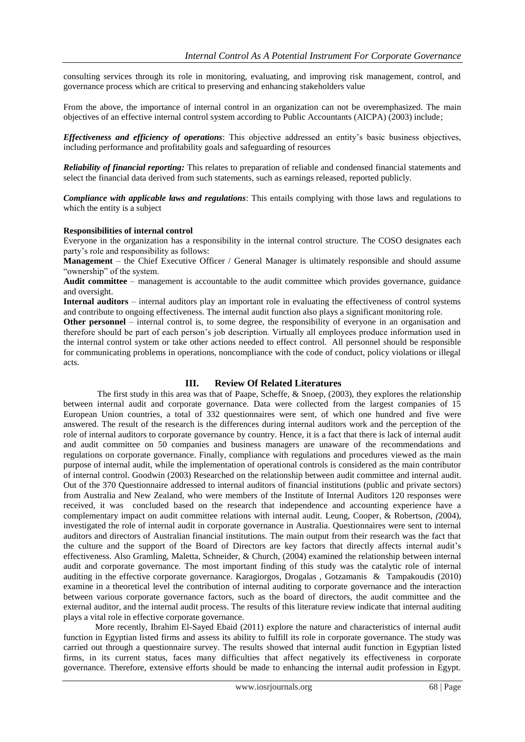consulting services through its role in monitoring, evaluating, and improving risk management, control, and governance process which are critical to preserving and enhancing stakeholders value

From the above, the importance of internal control in an organization can not be overemphasized. The main objectives of an effective internal control system according to Public Accountants (AICPA) (2003) include;

***Effectiveness and efficiency of operations***: This objective addressed an entity's basic business objectives, including performance and profitability goals and safeguarding of resources

***Reliability of financial reporting:*** This relates to preparation of reliable and condensed financial statements and select the financial data derived from such statements, such as earnings released, reported publicly.

***Compliance with applicable laws and regulations***: This entails complying with those laws and regulations to which the entity is a subject

**Responsibilities of internal control**

Everyone in the organization has a responsibility in the internal control structure. The COSO designates each party's role and responsibility as follows:

**Management** – the Chief Executive Officer / General Manager is ultimately responsible and should assume "ownership" of the system.

**Audit committee** – management is accountable to the audit committee which provides governance, guidance and oversight.

**Internal auditors** – internal auditors play an important role in evaluating the effectiveness of control systems and contribute to ongoing effectiveness. The internal audit function also plays a significant monitoring role.

**Other personnel** – internal control is, to some degree, the responsibility of everyone in an organisation and therefore should be part of each person's job description. Virtually all employees produce information used in the internal control system or take other actions needed to effect control. All personnel should be responsible for communicating problems in operations, noncompliance with the code of conduct, policy violations or illegal acts.

## III. Review Of Related Literatures

The first study in this area was that of Paape, Scheffe, & Snoep, (2003), they explores the relationship between internal audit and corporate governance. Data were collected from the largest companies of 15 European Union countries, a total of 332 questionnaires were sent, of which one hundred and five were answered. The result of the research is the differences during internal auditors work and the perception of the role of internal auditors to corporate governance by country. Hence, it is a fact that there is lack of internal audit and audit committee on 50 companies and business managers are unaware of the recommendations and regulations on corporate governance. Finally, compliance with regulations and procedures viewed as the main purpose of internal audit, while the implementation of operational controls is considered as the main contributor of internal control. Goodwin (2003) Researched on the relationship between audit committee and internal audit. Out of the 370 Questionnaire addressed to internal auditors of financial institutions (public and private sectors) from Australia and New Zealand, who were members of the Institute of Internal Auditors 120 responses were received, it was concluded based on the research that independence and accounting experience have a complementary impact on audit committee relations with internal audit. Leung, Cooper, & Robertson, (2004), investigated the role of internal audit in corporate governance in Australia. Questionnaires were sent to internal auditors and directors of Australian financial institutions. The main output from their research was the fact that the culture and the support of the Board of Directors are key factors that directly affects internal audit's effectiveness. Also Gramling, Maletta, Schneider, & Church, (2004) examined the relationship between internal audit and corporate governance. The most important finding of this study was the catalytic role of internal auditing in the effective corporate governance. Karagiorgos, Drogalas , Gotzamanis & Tampakoudis (2010) examine in a theoretical level the contribution of internal auditing to corporate governance and the interaction between various corporate governance factors, such as the board of directors, the audit committee and the external auditor, and the internal audit process. The results of this literature review indicate that internal auditing plays a vital role in effective corporate governance.

More recently, Ibrahim El-Sayed Ebaid (2011) explore the nature and characteristics of internal audit function in Egyptian listed firms and assess its ability to fulfill its role in corporate governance. The study was carried out through a questionnaire survey. The results showed that internal audit function in Egyptian listed firms, in its current status, faces many difficulties that affect negatively its effectiveness in corporate governance. Therefore, extensive efforts should be made to enhancing the internal audit profession in Egypt.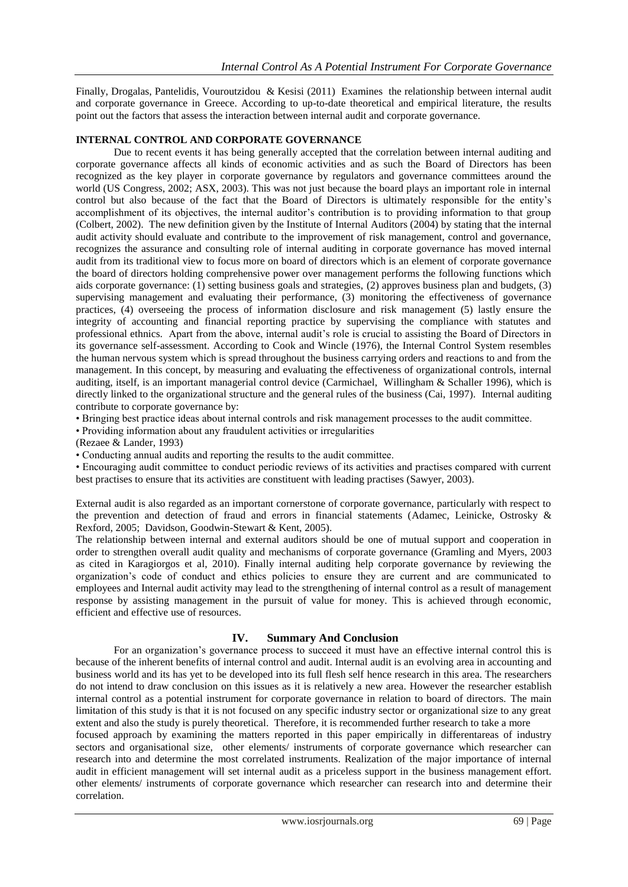Finally, Drogalas, Pantelidis, Vouroutzidou & Kesisi (2011) Examines the relationship between internal audit and corporate governance in Greece. According to up-to-date theoretical and empirical literature, the results point out the factors that assess the interaction between internal audit and corporate governance.

**INTERNAL CONTROL AND CORPORATE GOVERNANCE**

Due to recent events it has being generally accepted that the correlation between internal auditing and corporate governance affects all kinds of economic activities and as such the Board of Directors has been recognized as the key player in corporate governance by regulators and governance committees around the world (US Congress, 2002; ASX, 2003). This was not just because the board plays an important role in internal control but also because of the fact that the Board of Directors is ultimately responsible for the entity's accomplishment of its objectives, the internal auditor's contribution is to providing information to that group (Colbert, 2002). The new definition given by the Institute of Internal Auditors (2004) by stating that the internal audit activity should evaluate and contribute to the improvement of risk management, control and governance, recognizes the assurance and consulting role of internal auditing in corporate governance has moved internal audit from its traditional view to focus more on board of directors which is an element of corporate governance the board of directors holding comprehensive power over management performs the following functions which aids corporate governance: (1) setting business goals and strategies, (2) approves business plan and budgets, (3) supervising management and evaluating their performance, (3) monitoring the effectiveness of governance practices, (4) overseeing the process of information disclosure and risk management (5) lastly ensure the integrity of accounting and financial reporting practice by supervising the compliance with statutes and professional ethnics. Apart from the above, internal audit's role is crucial to assisting the Board of Directors in its governance self-assessment. According to Cook and Wincle (1976), the Internal Control System resembles the human nervous system which is spread throughout the business carrying orders and reactions to and from the management. In this concept, by measuring and evaluating the effectiveness of organizational controls, internal auditing, itself, is an important managerial control device (Carmichael, Willingham & Schaller 1996), which is directly linked to the organizational structure and the general rules of the business (Cai, 1997). Internal auditing contribute to corporate governance by:

- Bringing best practice ideas about internal controls and risk management processes to the audit committee.
- Providing information about any fraudulent activities or irregularities

(Rezaee & Lander, 1993)

- Conducting annual audits and reporting the results to the audit committee.
- Encouraging audit committee to conduct periodic reviews of its activities and practises compared with current best practises to ensure that its activities are constituent with leading practises (Sawyer, 2003).

External audit is also regarded as an important cornerstone of corporate governance, particularly with respect to the prevention and detection of fraud and errors in financial statements (Adamec, Leinicke, Ostrosky & Rexford, 2005; Davidson, Goodwin-Stewart & Kent, 2005).

The relationship between internal and external auditors should be one of mutual support and cooperation in order to strengthen overall audit quality and mechanisms of corporate governance (Gramling and Myers, 2003 as cited in Karagiorgos et al, 2010). Finally internal auditing help corporate governance by reviewing the organization's code of conduct and ethics policies to ensure they are current and are communicated to employees and Internal audit activity may lead to the strengthening of internal control as a result of management response by assisting management in the pursuit of value for money. This is achieved through economic, efficient and effective use of resources.

## IV. Summary And Conclusion

For an organization's governance process to succeed it must have an effective internal control this is because of the inherent benefits of internal control and audit. Internal audit is an evolving area in accounting and business world and its has yet to be developed into its full flesh self hence research in this area. The researchers do not intend to draw conclusion on this issues as it is relatively a new area. However the researcher establish internal control as a potential instrument for corporate governance in relation to board of directors. The main limitation of this study is that it is not focused on any specific industry sector or organizational size to any great extent and also the study is purely theoretical. Therefore, it is recommended further research to take a more focused approach by examining the matters reported in this paper empirically in differentareas of industry sectors and organisational size, other elements/ instruments of corporate governance which researcher can research into and determine the most correlated instruments. Realization of the major importance of internal audit in efficient management will set internal audit as a priceless support in the business management effort. other elements/ instruments of corporate governance which researcher can research into and determine their correlation.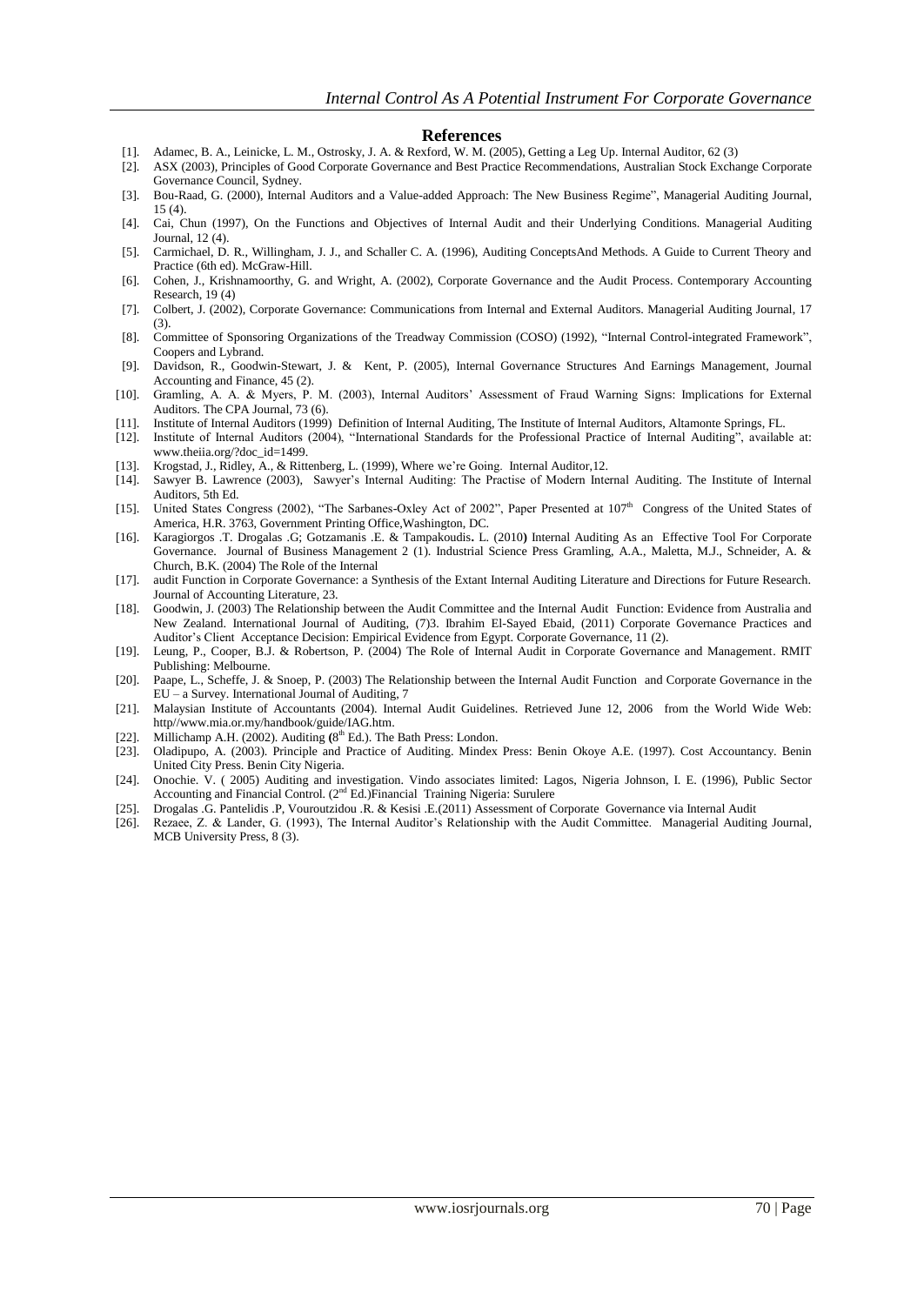## References

[1]. Adamec, B. A., Leinicke, L. M., Ostrosky, J. A. & Rexford, W. M. (2005), Getting a Leg Up. Internal Auditor, 62 (3)

[2]. ASX (2003), Principles of Good Corporate Governance and Best Practice Recommendations, Australian Stock Exchange Corporate Governance Council, Sydney.

[3]. Bou-Raad, G. (2000), Internal Auditors and a Value-added Approach: The New Business Regime", Managerial Auditing Journal, 15 (4).

[4]. Cai, Chun (1997), On the Functions and Objectives of Internal Audit and their Underlying Conditions. Managerial Auditing Journal, 12 (4).

[5]. Carmichael, D. R., Willingham, J. J., and Schaller C. A. (1996), Auditing ConceptsAnd Methods. A Guide to Current Theory and Practice (6th ed). McGraw-Hill.

[6]. Cohen, J., Krishnamoorthy, G. and Wright, A. (2002), Corporate Governance and the Audit Process. Contemporary Accounting Research, 19 (4)

[7]. Colbert, J. (2002), Corporate Governance: Communications from Internal and External Auditors. Managerial Auditing Journal, 17 (3).

[8]. Committee of Sponsoring Organizations of the Treadway Commission (COSO) (1992), "Internal Control-integrated Framework", Coopers and Lybrand.

[9]. Davidson, R., Goodwin-Stewart, J. & Kent, P. (2005), Internal Governance Structures And Earnings Management, Journal Accounting and Finance, 45 (2).

[10]. Gramling, A. A. & Myers, P. M. (2003), Internal Auditors' Assessment of Fraud Warning Signs: Implications for External Auditors. The CPA Journal, 73 (6).

[11]. Institute of Internal Auditors (1999) Definition of Internal Auditing, The Institute of Internal Auditors, Altamonte Springs, FL.

[12]. Institute of Internal Auditors (2004), "International Standards for the Professional Practice of Internal Auditing", available at: www.theiia.org/?doc_id=1499.

[13]. Krogstad, J., Ridley, A., & Rittenberg, L. (1999), Where we're Going. Internal Auditor,12.

[14]. Sawyer B. Lawrence (2003), Sawyer's Internal Auditing: The Practise of Modern Internal Auditing. The Institute of Internal Auditors, 5th Ed.

[15]. United States Congress (2002), "The Sarbanes-Oxley Act of 2002", Paper Presented at 107th Congress of the United States of America, H.R. 3763, Government Printing Office,Washington, DC.

[16]. Karagiorgos .T. Drogalas .G; Gotzamanis .E. & Tampakoudis. L. (2010) Internal Auditing As an Effective Tool For Corporate Governance. Journal of Business Management 2 (1). Industrial Science Press Gramling, A.A., Maletta, M.J., Schneider, A. & Church, B.K. (2004) The Role of the Internal

[17]. audit Function in Corporate Governance: a Synthesis of the Extant Internal Auditing Literature and Directions for Future Research. Journal of Accounting Literature, 23.

[18]. Goodwin, J. (2003) The Relationship between the Audit Committee and the Internal Audit Function: Evidence from Australia and New Zealand. International Journal of Auditing, (7)3. Ibrahim El-Sayed Ebaid, (2011) Corporate Governance Practices and Auditor's Client Acceptance Decision: Empirical Evidence from Egypt. Corporate Governance, 11 (2).

[19]. Leung, P., Cooper, B.J. & Robertson, P. (2004) The Role of Internal Audit in Corporate Governance and Management. RMIT Publishing: Melbourne.

[20]. Paape, L., Scheffe, J. & Snoep, P. (2003) The Relationship between the Internal Audit Function and Corporate Governance in the EU – a Survey. International Journal of Auditing, 7

[21]. Malaysian Institute of Accountants (2004). Internal Audit Guidelines. Retrieved June 12, 2006 from the World Wide Web: http//www.mia.or.my/handbook/guide/IAG.htm.

[22]. Millichamp A.H. (2002). Auditing (8th Ed.). The Bath Press: London.

[23]. Oladipupo, A. (2003). Principle and Practice of Auditing. Mindex Press: Benin Okoye A.E. (1997). Cost Accountancy. Benin United City Press. Benin City Nigeria.

[24]. Onochie. V. ( 2005) Auditing and investigation. Vindo associates limited: Lagos, Nigeria Johnson, I. E. (1996), Public Sector Accounting and Financial Control. (2nd Ed.)Financial Training Nigeria: Surulere

[25]. Drogalas .G. Pantelidis .P, Vouroutzidou .R. & Kesisi .E.(2011) Assessment of Corporate Governance via Internal Audit

[26]. Rezaee, Z. & Lander, G. (1993), The Internal Auditor's Relationship with the Audit Committee. Managerial Auditing Journal, MCB University Press, 8 (3).